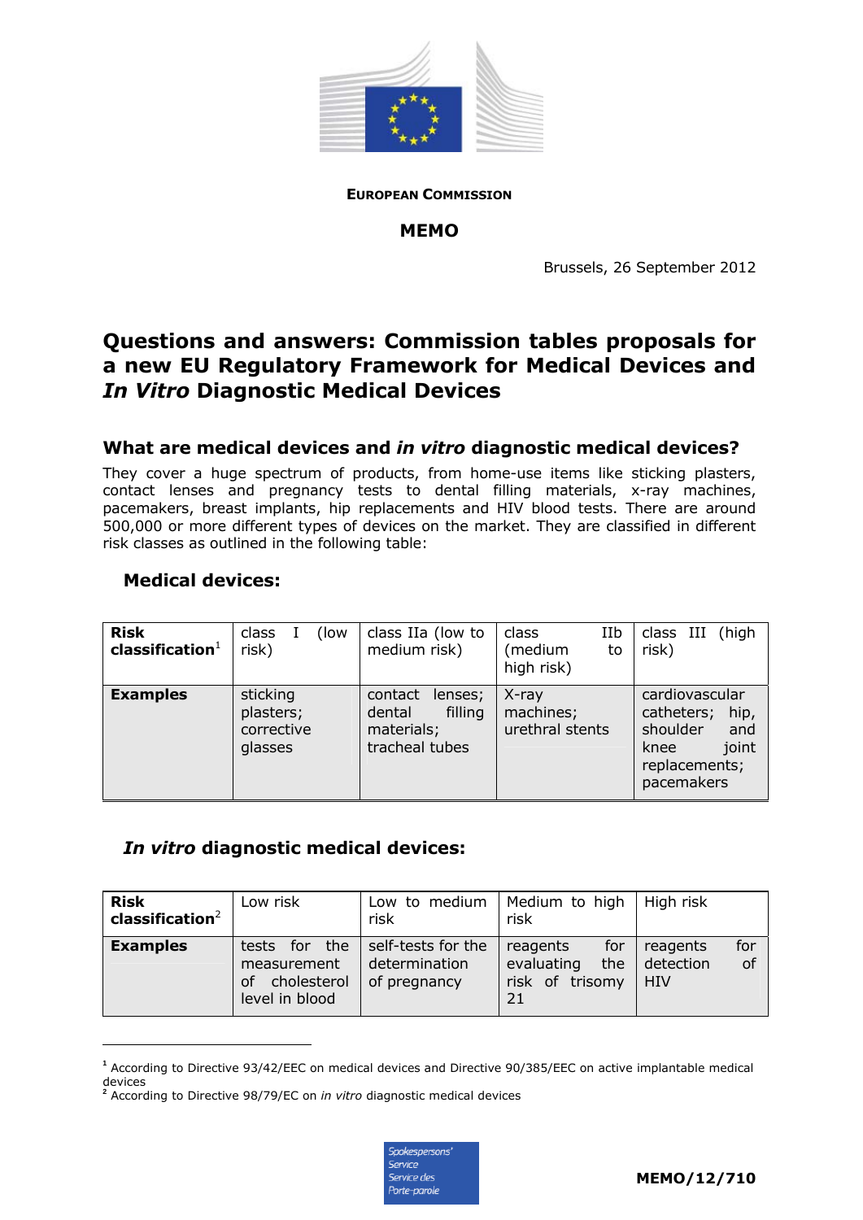**EUROPEAN COMMISSION**

**MEMO**

Brussels, 26 September 2012

# Questions and answers: Commission tables proposals for a new EU Regulatory Framework for Medical Devices and *In Vitro* Diagnostic Medical Devices

## What are medical devices and *in vitro* diagnostic medical devices?

They cover a huge spectrum of products, from home-use items like sticking plasters, contact lenses and pregnancy tests to dental filling materials, x-ray machines, pacemakers, breast implants, hip replacements and HIV blood tests. There are around 500,000 or more different types of devices on the market. They are classified in different risk classes as outlined in the following table:

### Medical devices:

| **Risk classification**[1] | class I (low risk) | class IIa (low to medium risk) | class IIb (medium to high risk) | class III (high risk) |
|---|---|---|---|---|
| **Examples** | sticking plasters; corrective glasses | contact lenses; dental filling materials; tracheal tubes | X-ray machines; urethral stents | cardiovascular catheters; hip, shoulder and knee joint replacements; pacemakers |

### *In vitro* diagnostic medical devices:

| **Risk classification**[2] | Low risk | Low to medium risk | Medium to high risk | High risk |
|---|---|---|---|---|
| **Examples** | tests for the measurement of cholesterol level in blood | self-tests for the determination of pregnancy | reagents for evaluating the risk of trisomy 21 | reagents for detection of HIV |

[1] According to Directive 93/42/EEC on medical devices and Directive 90/385/EEC on active implantable medical devices

[2] According to Directive 98/79/EC on *in vitro* diagnostic medical devices

MEMO/12/710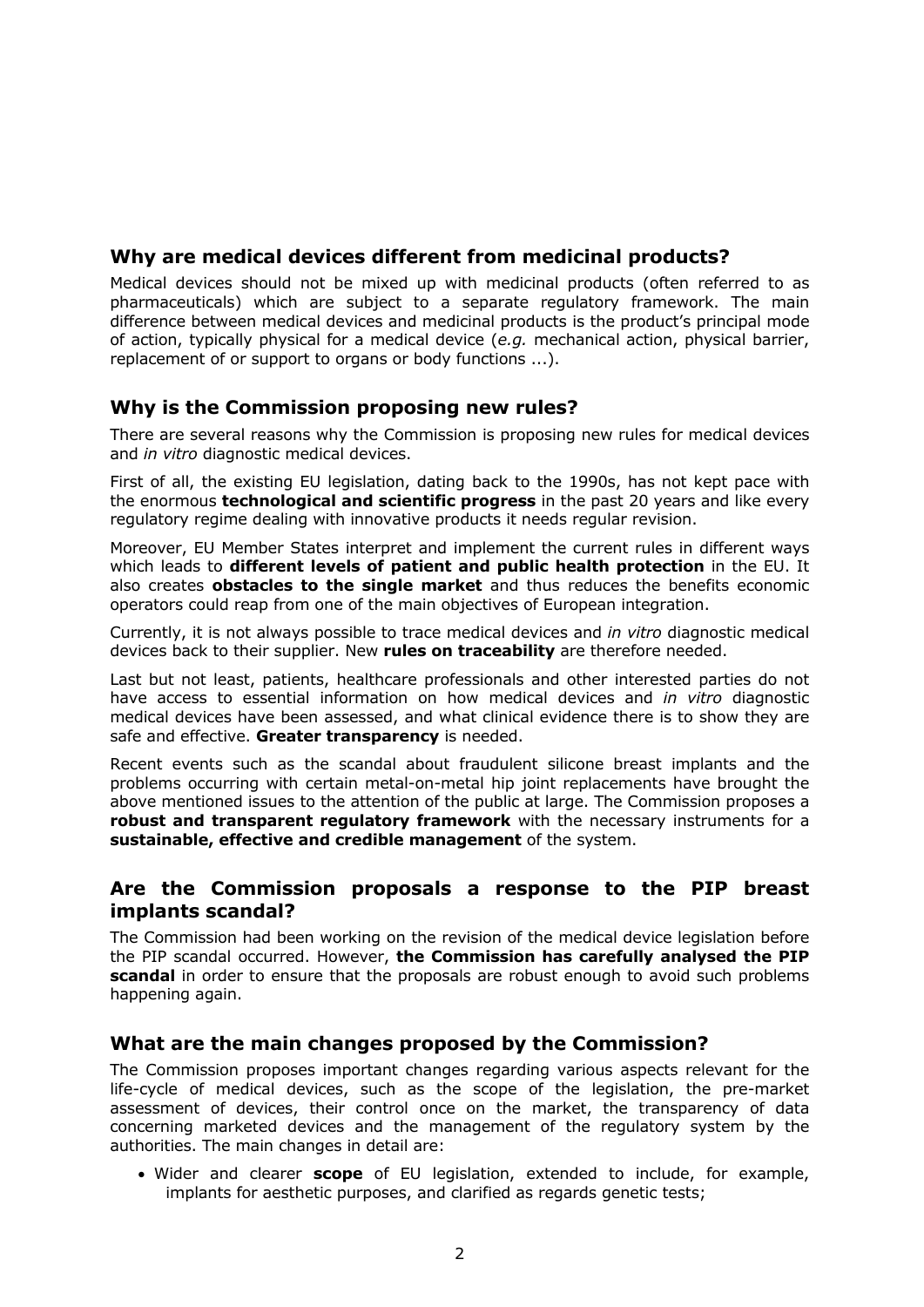## Why are medical devices different from medicinal products?

Medical devices should not be mixed up with medicinal products (often referred to as pharmaceuticals) which are subject to a separate regulatory framework. The main difference between medical devices and medicinal products is the product's principal mode of action, typically physical for a medical device (*e.g.* mechanical action, physical barrier, replacement of or support to organs or body functions ...).

## Why is the Commission proposing new rules?

There are several reasons why the Commission is proposing new rules for medical devices and *in vitro* diagnostic medical devices.

First of all, the existing EU legislation, dating back to the 1990s, has not kept pace with the enormous **technological and scientific progress** in the past 20 years and like every regulatory regime dealing with innovative products it needs regular revision.

Moreover, EU Member States interpret and implement the current rules in different ways which leads to **different levels of patient and public health protection** in the EU. It also creates **obstacles to the single market** and thus reduces the benefits economic operators could reap from one of the main objectives of European integration.

Currently, it is not always possible to trace medical devices and *in vitro* diagnostic medical devices back to their supplier. New **rules on traceability** are therefore needed.

Last but not least, patients, healthcare professionals and other interested parties do not have access to essential information on how medical devices and *in vitro* diagnostic medical devices have been assessed, and what clinical evidence there is to show they are safe and effective. **Greater transparency** is needed.

Recent events such as the scandal about fraudulent silicone breast implants and the problems occurring with certain metal-on-metal hip joint replacements have brought the above mentioned issues to the attention of the public at large. The Commission proposes a **robust and transparent regulatory framework** with the necessary instruments for a **sustainable, effective and credible management** of the system.

## Are the Commission proposals a response to the PIP breast implants scandal?

The Commission had been working on the revision of the medical device legislation before the PIP scandal occurred. However, **the Commission has carefully analysed the PIP scandal** in order to ensure that the proposals are robust enough to avoid such problems happening again.

## What are the main changes proposed by the Commission?

The Commission proposes important changes regarding various aspects relevant for the life-cycle of medical devices, such as the scope of the legislation, the pre-market assessment of devices, their control once on the market, the transparency of data concerning marketed devices and the management of the regulatory system by the authorities. The main changes in detail are:

- Wider and clearer **scope** of EU legislation, extended to include, for example, implants for aesthetic purposes, and clarified as regards genetic tests;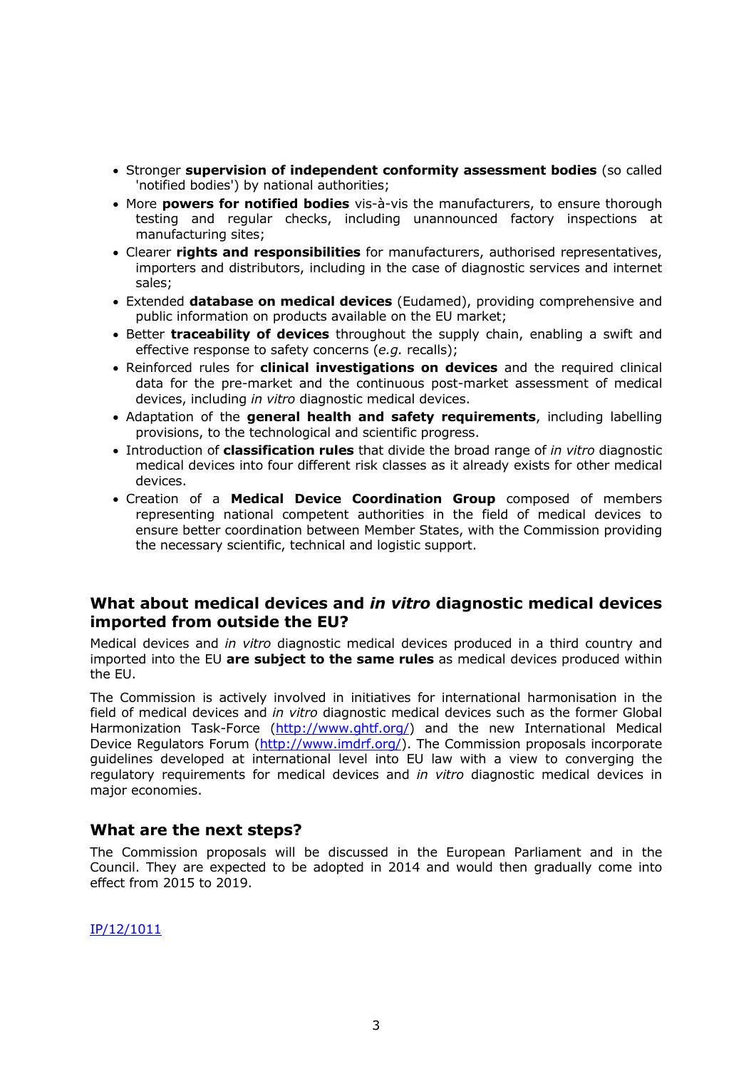- Stronger **supervision of independent conformity assessment bodies** (so called 'notified bodies') by national authorities;
- More **powers for notified bodies** vis-à-vis the manufacturers, to ensure thorough testing and regular checks, including unannounced factory inspections at manufacturing sites;
- Clearer **rights and responsibilities** for manufacturers, authorised representatives, importers and distributors, including in the case of diagnostic services and internet sales;
- Extended **database on medical devices** (Eudamed), providing comprehensive and public information on products available on the EU market;
- Better **traceability of devices** throughout the supply chain, enabling a swift and effective response to safety concerns (*e.g.* recalls);
- Reinforced rules for **clinical investigations on devices** and the required clinical data for the pre-market and the continuous post-market assessment of medical devices, including *in vitro* diagnostic medical devices.
- Adaptation of the **general health and safety requirements**, including labelling provisions, to the technological and scientific progress.
- Introduction of **classification rules** that divide the broad range of *in vitro* diagnostic medical devices into four different risk classes as it already exists for other medical devices.
- Creation of a **Medical Device Coordination Group** composed of members representing national competent authorities in the field of medical devices to ensure better coordination between Member States, with the Commission providing the necessary scientific, technical and logistic support.

## What about medical devices and *in vitro* diagnostic medical devices imported from outside the EU?

Medical devices and *in vitro* diagnostic medical devices produced in a third country and imported into the EU **are subject to the same rules** as medical devices produced within the EU.

The Commission is actively involved in initiatives for international harmonisation in the field of medical devices and *in vitro* diagnostic medical devices such as the former Global Harmonization Task-Force (http://www.ghtf.org/) and the new International Medical Device Regulators Forum (http://www.imdrf.org/). The Commission proposals incorporate guidelines developed at international level into EU law with a view to converging the regulatory requirements for medical devices and *in vitro* diagnostic medical devices in major economies.

## What are the next steps?

The Commission proposals will be discussed in the European Parliament and in the Council. They are expected to be adopted in 2014 and would then gradually come into effect from 2015 to 2019.

IP/12/1011